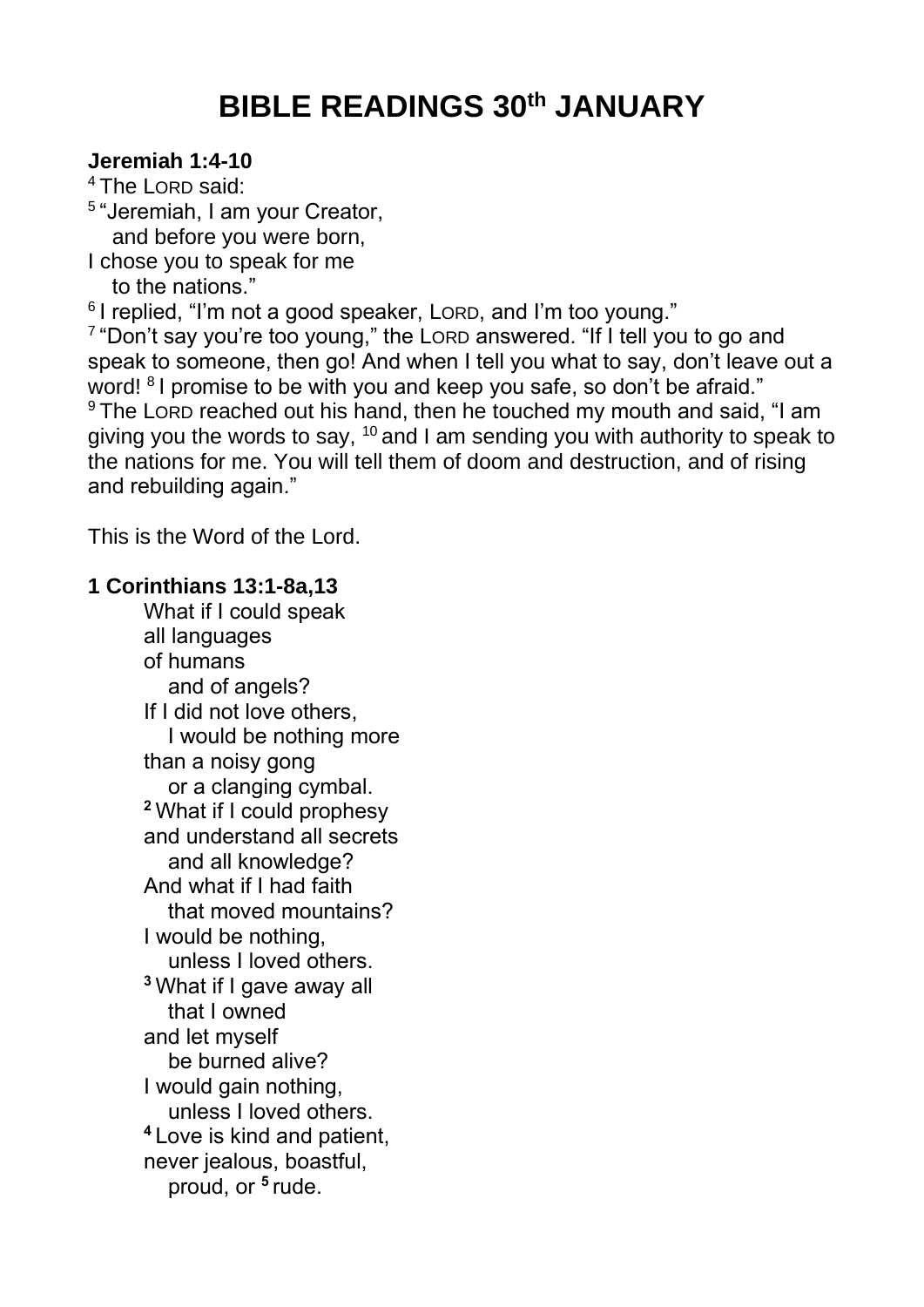# BIBLE READINGS 30th JANUARY

**Jeremiah 1:4-10**

[4] The LORD said:
[5] "Jeremiah, I am your Creator,
and before you were born,
I chose you to speak for me
to the nations."
[6] I replied, "I'm not a good speaker, LORD, and I'm too young."
[7] "Don't say you're too young," the LORD answered. "If I tell you to go and speak to someone, then go! And when I tell you what to say, don't leave out a word! [8] I promise to be with you and keep you safe, so don't be afraid."
[9] The LORD reached out his hand, then he touched my mouth and said, "I am giving you the words to say, [10] and I am sending you with authority to speak to the nations for me. You will tell them of doom and destruction, and of rising and rebuilding again."

This is the Word of the Lord.

**1 Corinthians 13:1-8a,13**

What if I could speak
all languages
of humans
and of angels?
If I did not love others,
I would be nothing more
than a noisy gong
or a clanging cymbal.
**[2]** What if I could prophesy
and understand all secrets
and all knowledge?
And what if I had faith
that moved mountains?
I would be nothing,
unless I loved others.
**[3]** What if I gave away all
that I owned
and let myself
be burned alive?
I would gain nothing,
unless I loved others.
**[4]** Love is kind and patient,
never jealous, boastful,
proud, or **[5]** rude.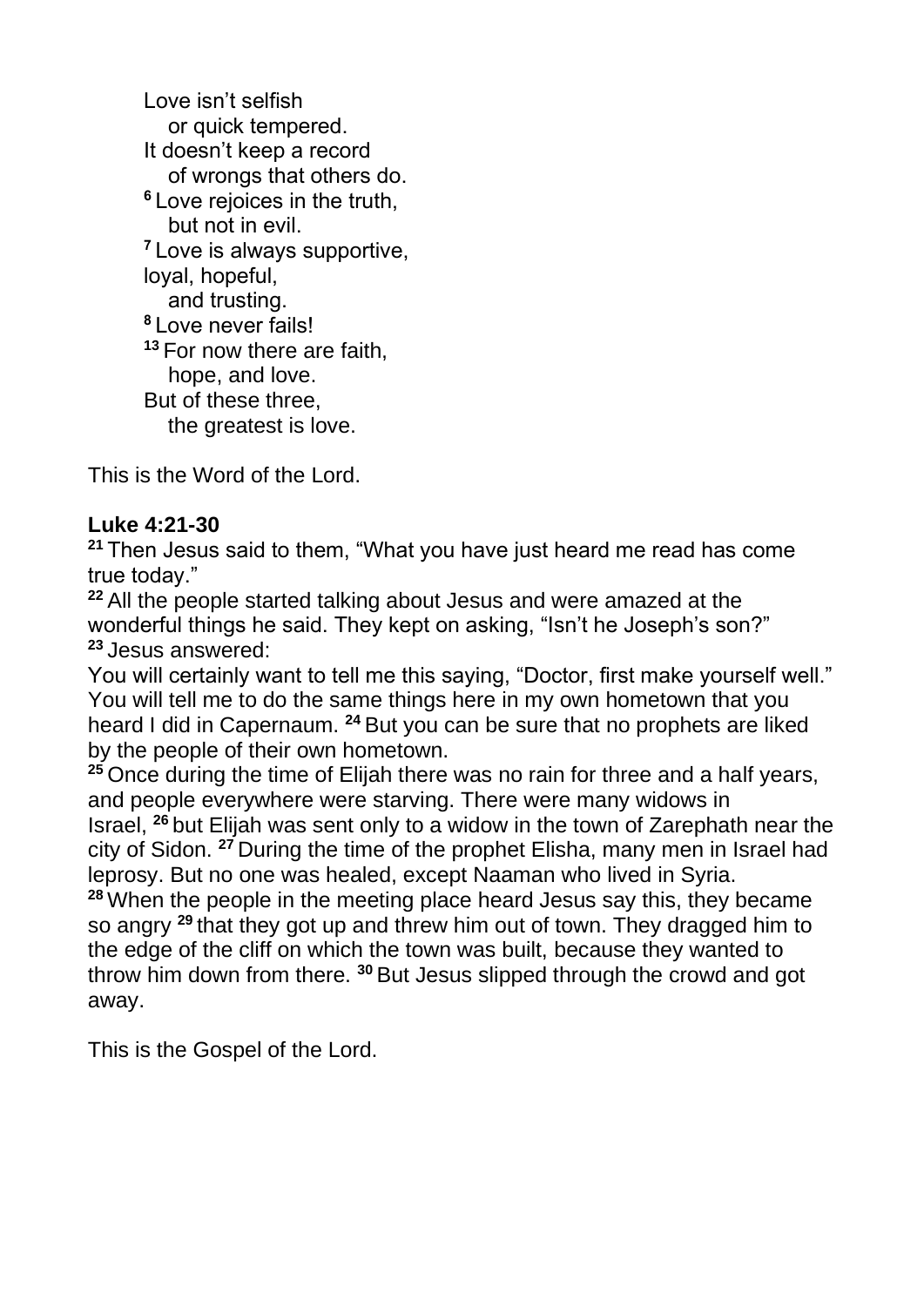Love isn't selfish
   or quick tempered.
It doesn't keep a record
   of wrongs that others do.
[6] Love rejoices in the truth,
   but not in evil.
[7] Love is always supportive,
loyal, hopeful,
   and trusting.
[8] Love never fails!
[13] For now there are faith,
   hope, and love.
But of these three,
   the greatest is love.

This is the Word of the Lord.

**Luke 4:21-30**

[21] Then Jesus said to them, "What you have just heard me read has come true today."

[22] All the people started talking about Jesus and were amazed at the wonderful things he said. They kept on asking, "Isn't he Joseph's son?"

[23] Jesus answered:

You will certainly want to tell me this saying, "Doctor, first make yourself well." You will tell me to do the same things here in my own hometown that you heard I did in Capernaum. [24] But you can be sure that no prophets are liked by the people of their own hometown.

[25] Once during the time of Elijah there was no rain for three and a half years, and people everywhere were starving. There were many widows in Israel, [26] but Elijah was sent only to a widow in the town of Zarephath near the city of Sidon. [27] During the time of the prophet Elisha, many men in Israel had leprosy. But no one was healed, except Naaman who lived in Syria.

[28] When the people in the meeting place heard Jesus say this, they became so angry [29] that they got up and threw him out of town. They dragged him to the edge of the cliff on which the town was built, because they wanted to throw him down from there. [30] But Jesus slipped through the crowd and got away.

This is the Gospel of the Lord.